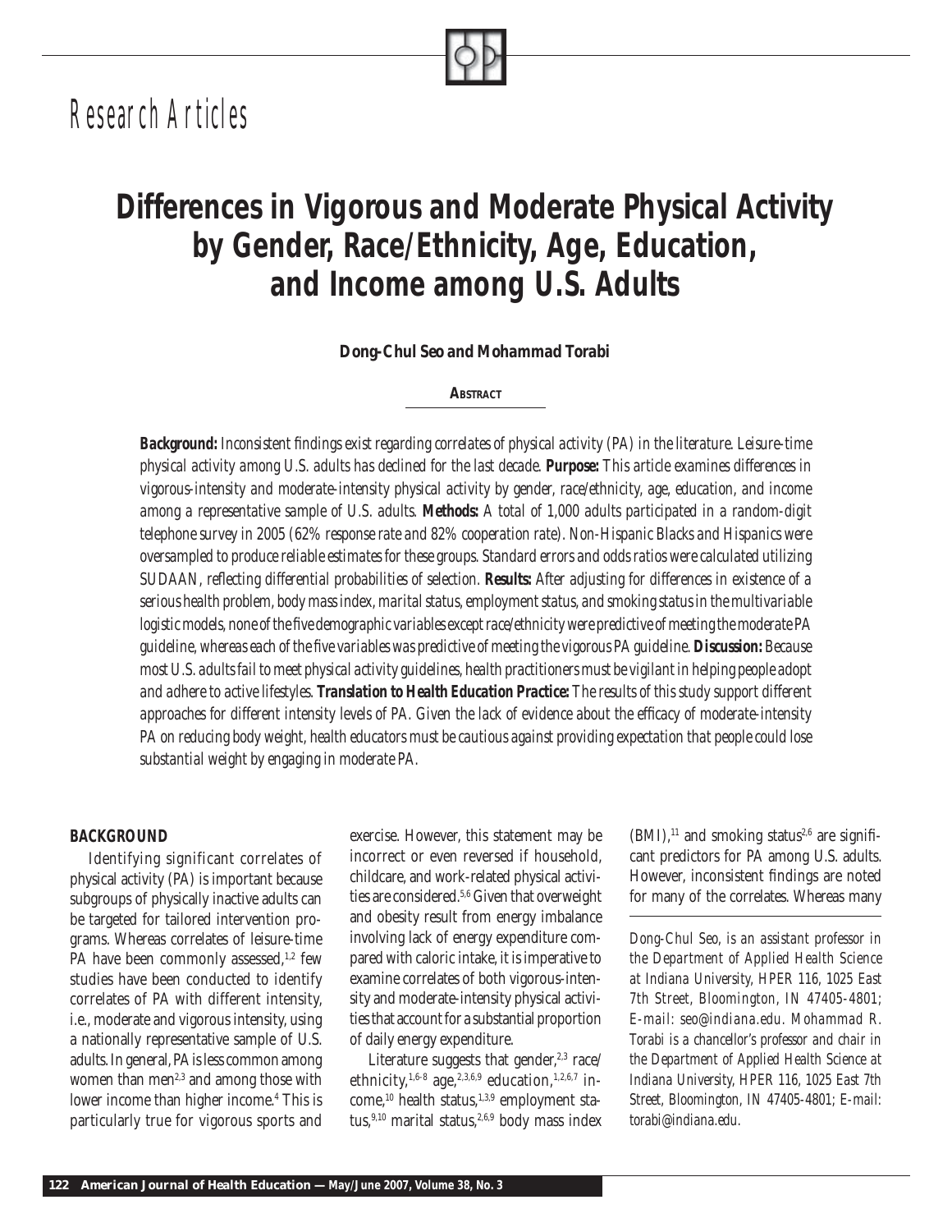Research Articles

# Differences in Vigorous and Moderate Physical Activity by Gender, Race/Ethnicity, Age, Education, and Income among U.S. Adults

**Dong-Chul Seo and Mohammad Torabi**

**ABSTRACT**

***Background:*** *Inconsistent findings exist regarding correlates of physical activity (PA) in the literature. Leisure-time physical activity among U.S. adults has declined for the last decade.* ***Purpose:*** *This article examines differences in vigorous-intensity and moderate-intensity physical activity by gender, race/ethnicity, age, education, and income among a representative sample of U.S. adults.* ***Methods:*** *A total of 1,000 adults participated in a random-digit telephone survey in 2005 (62% response rate and 82% cooperation rate). Non-Hispanic Blacks and Hispanics were oversampled to produce reliable estimates for these groups. Standard errors and odds ratios were calculated utilizing SUDAAN, reflecting differential probabilities of selection.* ***Results:*** *After adjusting for differences in existence of a serious health problem, body mass index, marital status, employment status, and smoking status in the multivariable logistic models, none of the five demographic variables except race/ethnicity were predictive of meeting the moderate PA guideline, whereas each of the five variables was predictive of meeting the vigorous PA guideline.* ***Discussion:*** *Because most U.S. adults fail to meet physical activity guidelines, health practitioners must be vigilant in helping people adopt and adhere to active lifestyles.* ***Translation to Health Education Practice:*** *The results of this study support different approaches for different intensity levels of PA. Given the lack of evidence about the efficacy of moderate-intensity PA on reducing body weight, health educators must be cautious against providing expectation that people could lose substantial weight by engaging in moderate PA.*

## BACKGROUND

Identifying significant correlates of physical activity (PA) is important because subgroups of physically inactive adults can be targeted for tailored intervention programs. Whereas correlates of leisure-time PA have been commonly assessed,[1,2] few studies have been conducted to identify correlates of PA with different intensity, i.e., moderate and vigorous intensity, using a nationally representative sample of U.S. adults. In general, PA is less common among women than men[2,3] and among those with lower income than higher income.[4] This is particularly true for vigorous sports and exercise. However, this statement may be incorrect or even reversed if household, childcare, and work-related physical activities are considered.[5,6] Given that overweight and obesity result from energy imbalance involving lack of energy expenditure compared with caloric intake, it is imperative to examine correlates of both vigorous-intensity and moderate-intensity physical activities that account for a substantial proportion of daily energy expenditure.

Literature suggests that gender,[2,3] race/ethnicity,[1,6-8] age,[2,3,6,9] education,[1,2,6,7] income,[10] health status,[1,3,9] employment status,[9,10] marital status,[2,6,9] body mass index (BMI),[11] and smoking status[2,6] are significant predictors for PA among U.S. adults. However, inconsistent findings are noted for many of the correlates. Whereas many

*Dong-Chul Seo, is an assistant professor in the Department of Applied Health Science at Indiana University, HPER 116, 1025 East 7th Street, Bloomington, IN 47405-4801; E-mail: seo@indiana.edu. Mohammad R. Torabi is a chancellor's professor and chair in the Department of Applied Health Science at Indiana University, HPER 116, 1025 East 7th Street, Bloomington, IN 47405-4801; E-mail: torabi@indiana.edu.*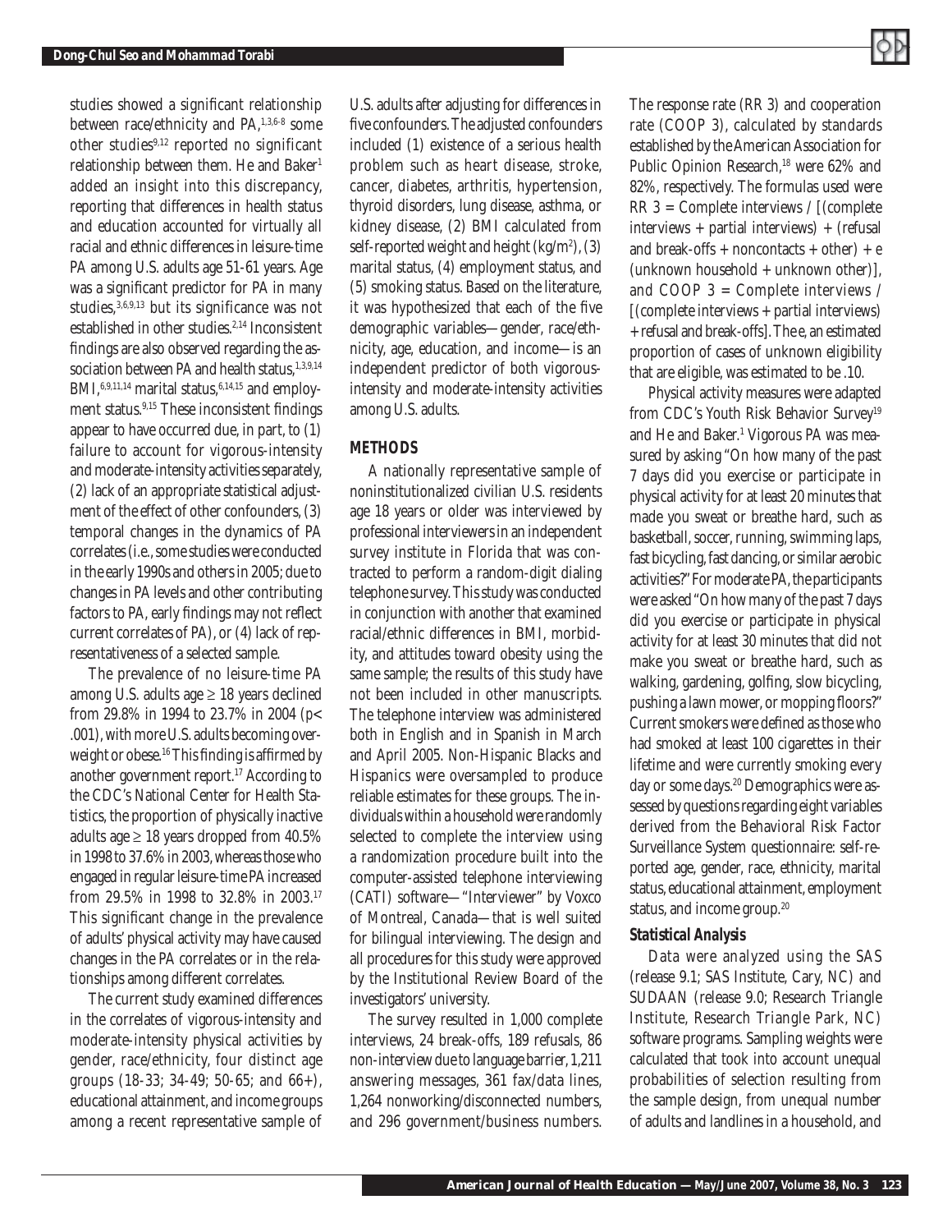studies showed a significant relationship between race/ethnicity and PA,[1,3,6-8] some other studies[9,12] reported no significant relationship between them. He and Baker[1] added an insight into this discrepancy, reporting that differences in health status and education accounted for virtually all racial and ethnic differences in leisure-time PA among U.S. adults age 51-61 years. Age was a significant predictor for PA in many studies,[3,6,9,13] but its significance was not established in other studies.[2,14] Inconsistent findings are also observed regarding the association between PA and health status,[1,3,9,14] BMI,[6,9,11,14] marital status,[6,14,15] and employment status.[9,15] These inconsistent findings appear to have occurred due, in part, to (1) failure to account for vigorous-intensity and moderate-intensity activities separately, (2) lack of an appropriate statistical adjustment of the effect of other confounders, (3) temporal changes in the dynamics of PA correlates (i.e., some studies were conducted in the early 1990s and others in 2005; due to changes in PA levels and other contributing factors to PA, early findings may not reflect current correlates of PA), or (4) lack of representativeness of a selected sample.

The prevalence of no leisure-time PA among U.S. adults age ≥ 18 years declined from 29.8% in 1994 to 23.7% in 2004 ($p < .001$), with more U.S. adults becoming overweight or obese.[16] This finding is affirmed by another government report.[17] According to the CDC's National Center for Health Statistics, the proportion of physically inactive adults age ≥ 18 years dropped from 40.5% in 1998 to 37.6% in 2003, whereas those who engaged in regular leisure-time PA increased from 29.5% in 1998 to 32.8% in 2003.[17] This significant change in the prevalence of adults' physical activity may have caused changes in the PA correlates or in the relationships among different correlates.

The current study examined differences in the correlates of vigorous-intensity and moderate-intensity physical activities by gender, race/ethnicity, four distinct age groups (18-33; 34-49; 50-65; and 66+), educational attainment, and income groups among a recent representative sample of U.S. adults after adjusting for differences in five confounders. The adjusted confounders included (1) existence of a serious health problem such as heart disease, stroke, cancer, diabetes, arthritis, hypertension, thyroid disorders, lung disease, asthma, or kidney disease, (2) BMI calculated from self-reported weight and height (kg/m$^2$), (3) marital status, (4) employment status, and (5) smoking status. Based on the literature, it was hypothesized that each of the five demographic variables—gender, race/ethnicity, age, education, and income—is an independent predictor of both vigorous-intensity and moderate-intensity activities among U.S. adults.

## METHODS

A nationally representative sample of noninstitutionalized civilian U.S. residents age 18 years or older was interviewed by professional interviewers in an independent survey institute in Florida that was contracted to perform a random-digit dialing telephone survey. This study was conducted in conjunction with another that examined racial/ethnic differences in BMI, morbidity, and attitudes toward obesity using the same sample; the results of this study have not been included in other manuscripts. The telephone interview was administered both in English and in Spanish in March and April 2005. Non-Hispanic Blacks and Hispanics were oversampled to produce reliable estimates for these groups. The individuals within a household were randomly selected to complete the interview using a randomization procedure built into the computer-assisted telephone interviewing (CATI) software—"Interviewer" by Voxco of Montreal, Canada—that is well suited for bilingual interviewing. The design and all procedures for this study were approved by the Institutional Review Board of the investigators' university.

The survey resulted in 1,000 complete interviews, 24 break-offs, 189 refusals, 86 non-interview due to language barrier, 1,211 answering messages, 361 fax/data lines, 1,264 nonworking/disconnected numbers, and 296 government/business numbers. The response rate (RR 3) and cooperation rate (COOP 3), calculated by standards established by the American Association for Public Opinion Research,[18] were 62% and 82%, respectively. The formulas used were RR 3 = Complete interviews / [(complete interviews + partial interviews) + (refusal and break-offs + noncontacts + other) + e (unknown household + unknown other)], and COOP 3 = Complete interviews / [(complete interviews + partial interviews) + refusal and break-offs]. The e, an estimated proportion of cases of unknown eligibility that are eligible, was estimated to be .10.

Physical activity measures were adapted from CDC's Youth Risk Behavior Survey[19] and He and Baker.[1] Vigorous PA was measured by asking "On how many of the past 7 days did you exercise or participate in physical activity for at least 20 minutes that made you sweat or breathe hard, such as basketball, soccer, running, swimming laps, fast bicycling, fast dancing, or similar aerobic activities?" For moderate PA, the participants were asked "On how many of the past 7 days did you exercise or participate in physical activity for at least 30 minutes that did not make you sweat or breathe hard, such as walking, gardening, golfing, slow bicycling, pushing a lawn mower, or mopping floors?" Current smokers were defined as those who had smoked at least 100 cigarettes in their lifetime and were currently smoking every day or some days.[20] Demographics were assessed by questions regarding eight variables derived from the Behavioral Risk Factor Surveillance System questionnaire: self-reported age, gender, race, ethnicity, marital status, educational attainment, employment status, and income group.[20]

### Statistical Analysis

Data were analyzed using the SAS (release 9.1; SAS Institute, Cary, NC) and SUDAAN (release 9.0; Research Triangle Institute, Research Triangle Park, NC) software programs. Sampling weights were calculated that took into account unequal probabilities of selection resulting from the sample design, from unequal number of adults and landlines in a household, and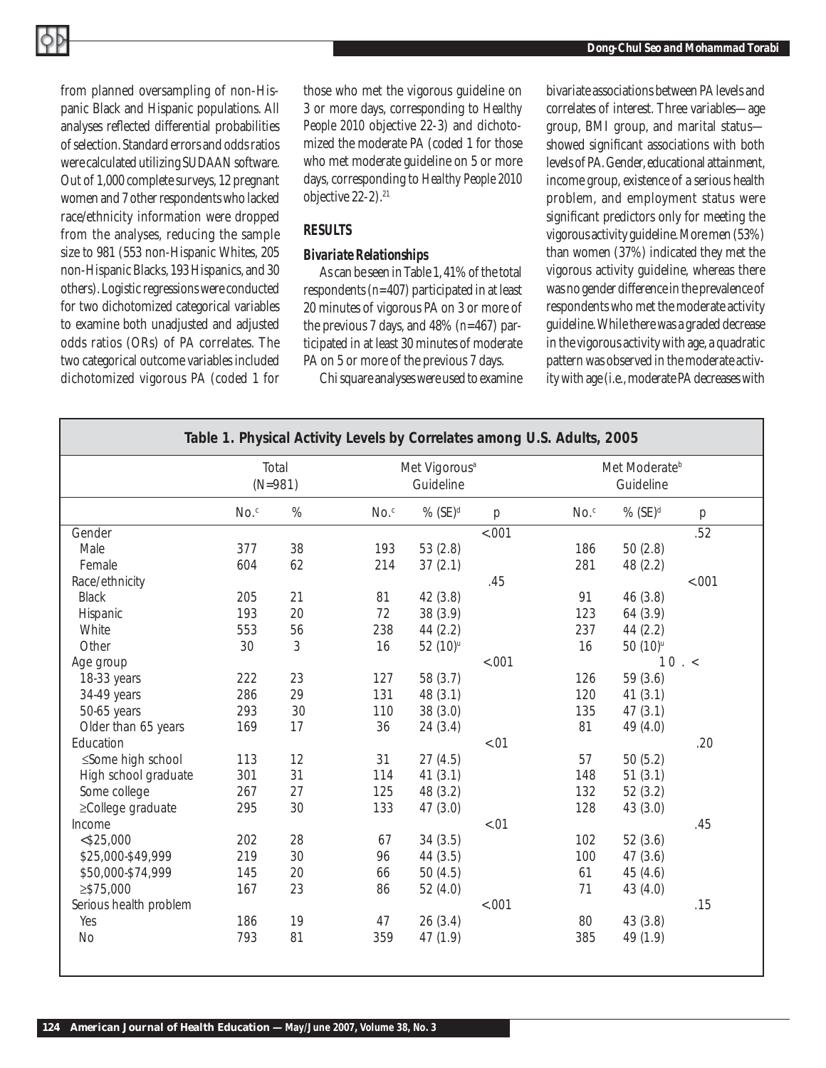from planned oversampling of non-Hispanic Black and Hispanic populations. All analyses reflected differential probabilities of selection. Standard errors and odds ratios were calculated utilizing SUDAAN software. Out of 1,000 complete surveys, 12 pregnant women and 7 other respondents who lacked race/ethnicity information were dropped from the analyses, reducing the sample size to 981 (553 non-Hispanic Whites, 205 non-Hispanic Blacks, 193 Hispanics, and 30 others). Logistic regressions were conducted for two dichotomized categorical variables to examine both unadjusted and adjusted odds ratios (ORs) of PA correlates. The two categorical outcome variables included dichotomized vigorous PA (coded 1 for those who met the vigorous guideline on 3 or more days, corresponding to *Healthy People 2010* objective 22-3) and dichotomized the moderate PA (coded 1 for those who met moderate guideline on 5 or more days, corresponding to *Healthy People 2010* objective 22-2).[21]

## RESULTS

### Bivariate Relationships

As can be seen in Table 1, 41% of the total respondents (n=407) participated in at least 20 minutes of vigorous PA on 3 or more of the previous 7 days, and 48% (n=467) participated in at least 30 minutes of moderate PA on 5 or more of the previous 7 days.

Chi square analyses were used to examine bivariate associations between PA levels and correlates of interest. Three variables—age group, BMI group, and marital status—showed significant associations with both levels of PA. Gender, educational attainment, income group, existence of a serious health problem, and employment status were significant predictors only for meeting the vigorous activity guideline. More men (53%) than women (37%) indicated they met the vigorous activity guideline, whereas there was no gender difference in the prevalence of respondents who met the moderate activity guideline. While there was a graded decrease in the vigorous activity with age, a quadratic pattern was observed in the moderate activity with age (i.e., moderate PA decreases with

**Table 1. Physical Activity Levels by Correlates among U.S. Adults, 2005**

| | Total (N=981) | | Met Vigorous[a] Guideline | | | Met Moderate[b] Guideline | | |
|---|---|---|---|---|---|---|---|---|
| | No.[c] | % | No.[c] | % (SE)[d] | p | No.[c] | % (SE)[d] | p |
| Gender | | | | | <.001 | | | .52 |
| Male | 377 | 38 | 193 | 53 (2.8) | | 186 | 50 (2.8) | |
| Female | 604 | 62 | 214 | 37 (2.1) | | 281 | 48 (2.2) | |
| Race/ethnicity | | | | | .45 | | | <.001 |
| Black | 205 | 21 | 81 | 42 (3.8) | | 91 | 46 (3.8) | |
| Hispanic | 193 | 20 | 72 | 38 (3.9) | | 123 | 64 (3.9) | |
| White | 553 | 56 | 238 | 44 (2.2) | | 237 | 44 (2.2) | |
| Other | 30 | 3 | 16 | 52 (10)[u] | | 16 | 50 (10)[u] | |
| Age group | | | | | <.001 | | | <.01 |
| 18-33 years | 222 | 23 | 127 | 58 (3.7) | | 126 | 59 (3.6) | |
| 34-49 years | 286 | 29 | 131 | 48 (3.1) | | 120 | 41 (3.1) | |
| 50-65 years | 293 | 30 | 110 | 38 (3.0) | | 135 | 47 (3.1) | |
| Older than 65 years | 169 | 17 | 36 | 24 (3.4) | | 81 | 49 (4.0) | |
| Education | | | | | <.01 | | | .20 |
| ≤Some high school | 113 | 12 | 31 | 27 (4.5) | | 57 | 50 (5.2) | |
| High school graduate | 301 | 31 | 114 | 41 (3.1) | | 148 | 51 (3.1) | |
| Some college | 267 | 27 | 125 | 48 (3.2) | | 132 | 52 (3.2) | |
| ≥College graduate | 295 | 30 | 133 | 47 (3.0) | | 128 | 43 (3.0) | |
| Income | | | | | <.01 | | | .45 |
| <$25,000 | 202 | 28 | 67 | 34 (3.5) | | 102 | 52 (3.6) | |
| $25,000-$49,999 | 219 | 30 | 96 | 44 (3.5) | | 100 | 47 (3.6) | |
| $50,000-$74,999 | 145 | 20 | 66 | 50 (4.5) | | 61 | 45 (4.6) | |
| ≥$75,000 | 167 | 23 | 86 | 52 (4.0) | | 71 | 43 (4.0) | |
| Serious health problem | | | | | <.001 | | | .15 |
| Yes | 186 | 19 | 47 | 26 (3.4) | | 80 | 43 (3.8) | |
| No | 793 | 81 | 359 | 47 (1.9) | | 385 | 49 (1.9) | |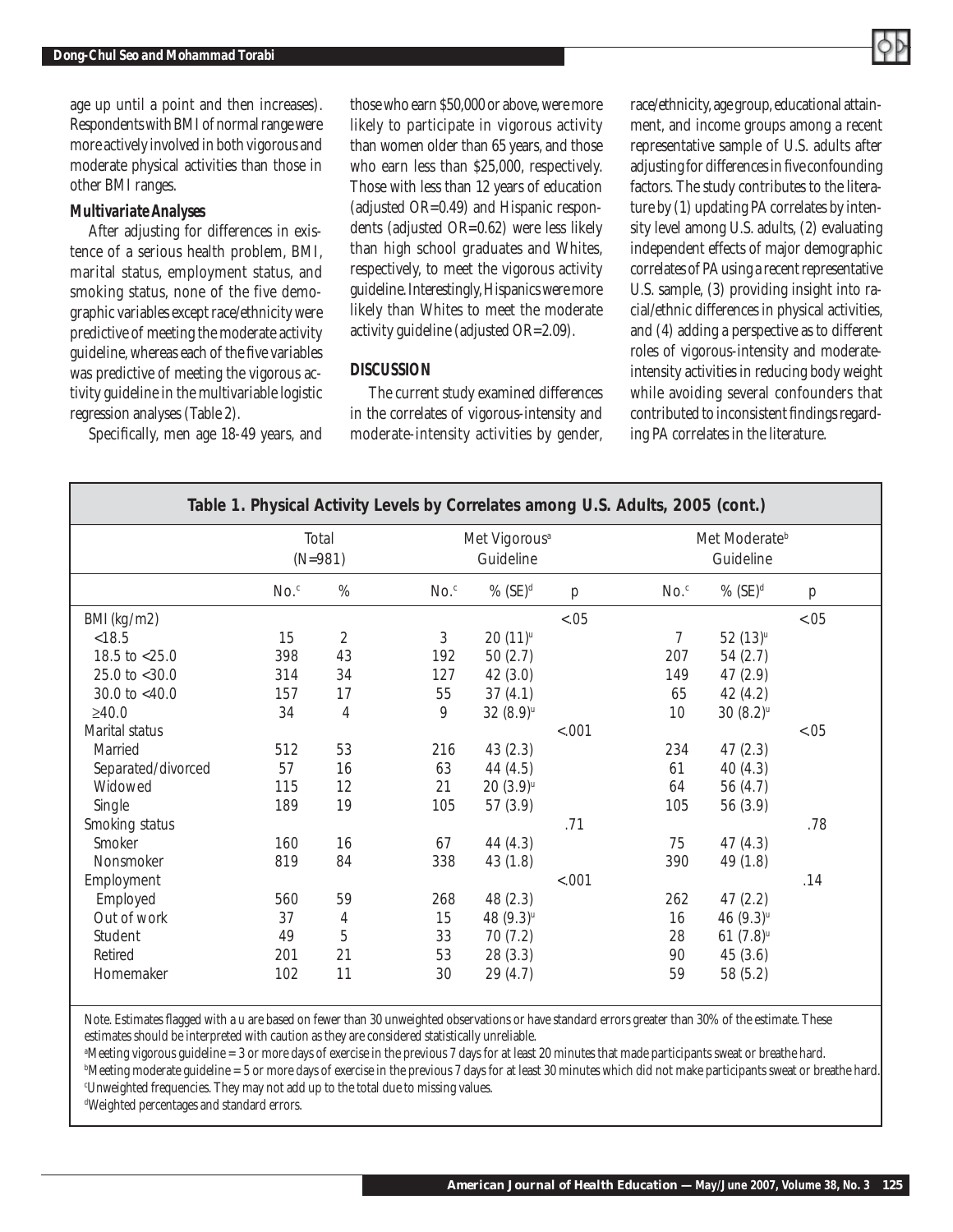age up until a point and then increases). Respondents with BMI of normal range were more actively involved in both vigorous and moderate physical activities than those in other BMI ranges.

### Multivariate Analyses

After adjusting for differences in existence of a serious health problem, BMI, marital status, employment status, and smoking status, none of the five demographic variables except race/ethnicity were predictive of meeting the moderate activity guideline, whereas each of the five variables was predictive of meeting the vigorous activity guideline in the multivariable logistic regression analyses (Table 2).

Specifically, men age 18-49 years, and those who earn $50,000 or above, were more likely to participate in vigorous activity than women older than 65 years, and those who earn less than $25,000, respectively. Those with less than 12 years of education (adjusted OR=0.49) and Hispanic respondents (adjusted OR=0.62) were less likely than high school graduates and Whites, respectively, to meet the vigorous activity guideline. Interestingly, Hispanics were more likely than Whites to meet the moderate activity guideline (adjusted OR=2.09).

## DISCUSSION

The current study examined differences in the correlates of vigorous-intensity and moderate-intensity activities by gender, race/ethnicity, age group, educational attainment, and income groups among a recent representative sample of U.S. adults after adjusting for differences in five confounding factors. The study contributes to the literature by (1) updating PA correlates by intensity level among U.S. adults, (2) evaluating independent effects of major demographic correlates of PA using a recent representative U.S. sample, (3) providing insight into racial/ethnic differences in physical activities, and (4) adding a perspective as to different roles of vigorous-intensity and moderate-intensity activities in reducing body weight while avoiding several confounders that contributed to inconsistent findings regarding PA correlates in the literature.

**Table 1. Physical Activity Levels by Correlates among U.S. Adults, 2005 (cont.)**

| | Total (N=981) | | Met Vigorous[a] Guideline | | | Met Moderate[b] Guideline | | |
|---|---|---|---|---|---|---|---|---|
| | No.[c] | % | No.[c] | % (SE)[d] | p | No.[c] | % (SE)[d] | p |
| BMI (kg/m2) | | | | | <.05 | | | <.05 |
| <18.5 | 15 | 2 | 3 | 20 (11)[u] | | 7 | 52 (13)[u] | |
| 18.5 to <25.0 | 398 | 43 | 192 | 50 (2.7) | | 207 | 54 (2.7) | |
| 25.0 to <30.0 | 314 | 34 | 127 | 42 (3.0) | | 149 | 47 (2.9) | |
| 30.0 to <40.0 | 157 | 17 | 55 | 37 (4.1) | | 65 | 42 (4.2) | |
| ≥40.0 | 34 | 4 | 9 | 32 (8.9)[u] | | 10 | 30 (8.2)[u] | |
| Marital status | | | | | <.001 | | | <.05 |
| Married | 512 | 53 | 216 | 43 (2.3) | | 234 | 47 (2.3) | |
| Separated/divorced | 57 | 16 | 63 | 44 (4.5) | | 61 | 40 (4.3) | |
| Widowed | 115 | 12 | 21 | 20 (3.9)[u] | | 64 | 56 (4.7) | |
| Single | 189 | 19 | 105 | 57 (3.9) | | 105 | 56 (3.9) | |
| Smoking status | | | | | .71 | | | .78 |
| Smoker | 160 | 16 | 67 | 44 (4.3) | | 75 | 47 (4.3) | |
| Nonsmoker | 819 | 84 | 338 | 43 (1.8) | | 390 | 49 (1.8) | |
| Employment | | | | | <.001 | | | .14 |
| Employed | 560 | 59 | 268 | 48 (2.3) | | 262 | 47 (2.2) | |
| Out of work | 37 | 4 | 15 | 48 (9.3)[u] | | 16 | 46 (9.3)[u] | |
| Student | 49 | 5 | 33 | 70 (7.2) | | 28 | 61 (7.8)[u] | |
| Retired | 201 | 21 | 53 | 28 (3.3) | | 90 | 45 (3.6) | |
| Homemaker | 102 | 11 | 30 | 29 (4.7) | | 59 | 58 (5.2) | |

Note. Estimates flagged with a u are based on fewer than 30 unweighted observations or have standard errors greater than 30% of the estimate. These estimates should be interpreted with caution as they are considered statistically unreliable.

[a]Meeting vigorous guideline = 3 or more days of exercise in the previous 7 days for at least 20 minutes that made participants sweat or breathe hard.

[b]Meeting moderate guideline = 5 or more days of exercise in the previous 7 days for at least 30 minutes which did not make participants sweat or breathe hard.

[c]Unweighted frequencies. They may not add up to the total due to missing values.

[d]Weighted percentages and standard errors.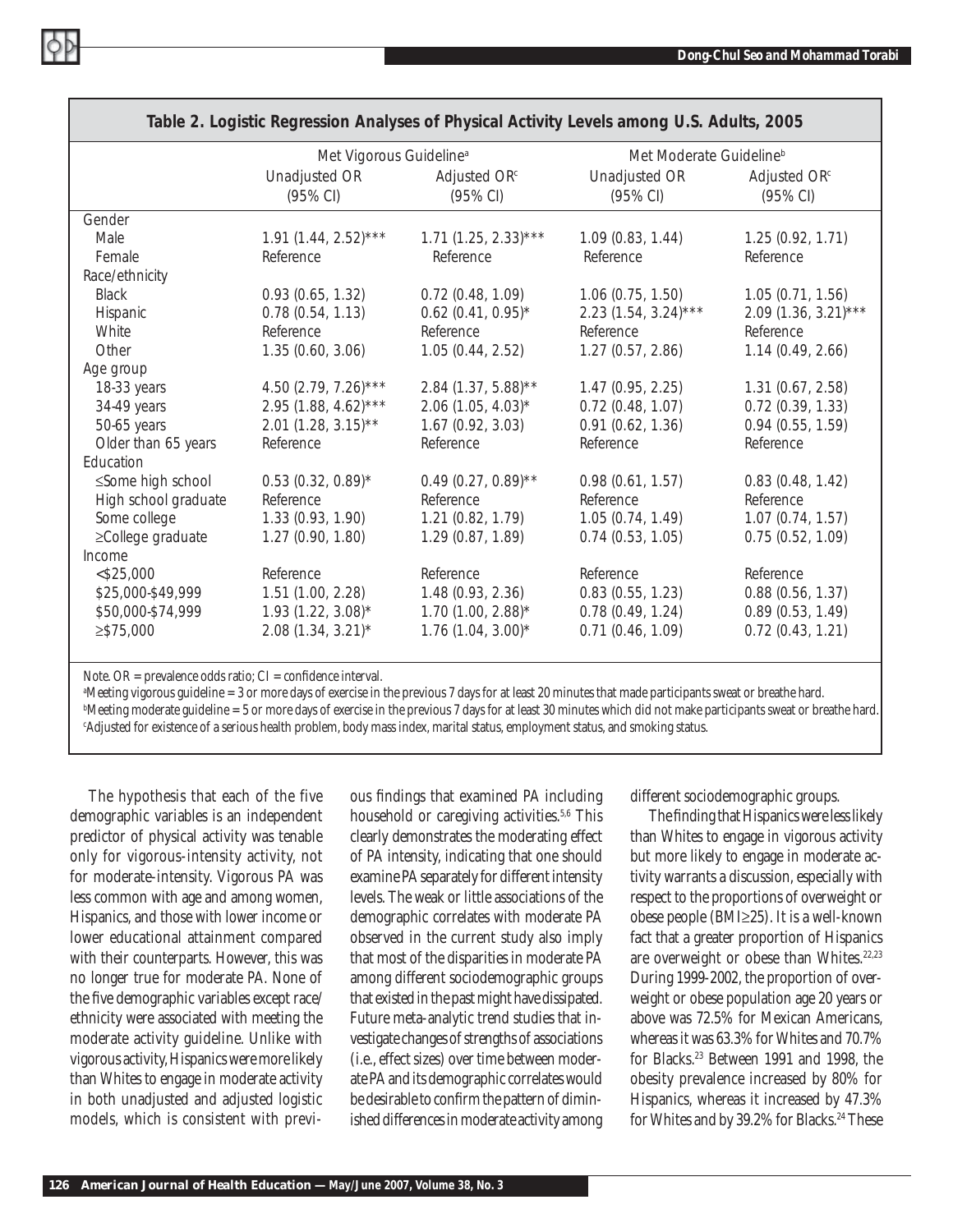**Table 2. Logistic Regression Analyses of Physical Activity Levels among U.S. Adults, 2005**

| | Met Vigorous Guideline[a] | | Met Moderate Guideline[b] | |
|---|---|---|---|---|
| | Unadjusted OR (95% CI) | Adjusted OR[c] (95% CI) | Unadjusted OR (95% CI) | Adjusted OR[c] (95% CI) |
| Gender | | | | |
| Male | 1.91 (1.44, 2.52)*** | 1.71 (1.25, 2.33)*** | 1.09 (0.83, 1.44) | 1.25 (0.92, 1.71) |
| Female | Reference | Reference | Reference | Reference |
| Race/ethnicity | | | | |
| Black | 0.93 (0.65, 1.32) | 0.72 (0.48, 1.09) | 1.06 (0.75, 1.50) | 1.05 (0.71, 1.56) |
| Hispanic | 0.78 (0.54, 1.13) | 0.62 (0.41, 0.95)* | 2.23 (1.54, 3.24)*** | 2.09 (1.36, 3.21)*** |
| White | Reference | Reference | Reference | Reference |
| Other | 1.35 (0.60, 3.06) | 1.05 (0.44, 2.52) | 1.27 (0.57, 2.86) | 1.14 (0.49, 2.66) |
| Age group | | | | |
| 18-33 years | 4.50 (2.79, 7.26)*** | 2.84 (1.37, 5.88)** | 1.47 (0.95, 2.25) | 1.31 (0.67, 2.58) |
| 34-49 years | 2.95 (1.88, 4.62)*** | 2.06 (1.05, 4.03)* | 0.72 (0.48, 1.07) | 0.72 (0.39, 1.33) |
| 50-65 years | 2.01 (1.28, 3.15)** | 1.67 (0.92, 3.03) | 0.91 (0.62, 1.36) | 0.94 (0.55, 1.59) |
| Older than 65 years | Reference | Reference | Reference | Reference |
| Education | | | | |
| ≤Some high school | 0.53 (0.32, 0.89)* | 0.49 (0.27, 0.89)** | 0.98 (0.61, 1.57) | 0.83 (0.48, 1.42) |
| High school graduate | Reference | Reference | Reference | Reference |
| Some college | 1.33 (0.93, 1.90) | 1.21 (0.82, 1.79) | 1.05 (0.74, 1.49) | 1.07 (0.74, 1.57) |
| ≥College graduate | 1.27 (0.90, 1.80) | 1.29 (0.87, 1.89) | 0.74 (0.53, 1.05) | 0.75 (0.52, 1.09) |
| Income | | | | |
| <$25,000 | Reference | Reference | Reference | Reference |
| $25,000-$49,999 | 1.51 (1.00, 2.28) | 1.48 (0.93, 2.36) | 0.83 (0.55, 1.23) | 0.88 (0.56, 1.37) |
| $50,000-$74,999 | 1.93 (1.22, 3.08)* | 1.70 (1.00, 2.88)* | 0.78 (0.49, 1.24) | 0.89 (0.53, 1.49) |
| ≥$75,000 | 2.08 (1.34, 3.21)* | 1.76 (1.04, 3.00)* | 0.71 (0.46, 1.09) | 0.72 (0.43, 1.21) |

Note. OR = prevalence odds ratio; CI = confidence interval.
[a]Meeting vigorous guideline = 3 or more days of exercise in the previous 7 days for at least 20 minutes that made participants sweat or breathe hard.
[b]Meeting moderate guideline = 5 or more days of exercise in the previous 7 days for at least 30 minutes which did not make participants sweat or breathe hard.
[c]Adjusted for existence of a serious health problem, body mass index, marital status, employment status, and smoking status.

The hypothesis that each of the five demographic variables is an independent predictor of physical activity was tenable only for vigorous-intensity activity, not for moderate-intensity. Vigorous PA was less common with age and among women, Hispanics, and those with lower income or lower educational attainment compared with their counterparts. However, this was no longer true for moderate PA. None of the five demographic variables except race/ethnicity were associated with meeting the moderate activity guideline. Unlike with vigorous activity, Hispanics were more likely than Whites to engage in moderate activity in both unadjusted and adjusted logistic models, which is consistent with previous findings that examined PA including household or caregiving activities.[5,6] This clearly demonstrates the moderating effect of PA intensity, indicating that one should examine PA separately for different intensity levels. The weak or little associations of the demographic correlates with moderate PA observed in the current study also imply that most of the disparities in moderate PA among different sociodemographic groups that existed in the past might have dissipated. Future meta-analytic trend studies that investigate changes of strengths of associations (i.e., effect sizes) over time between moderate PA and its demographic correlates would be desirable to confirm the pattern of diminished differences in moderate activity among different sociodemographic groups.

The finding that Hispanics were less likely than Whites to engage in vigorous activity but more likely to engage in moderate activity warrants a discussion, especially with respect to the proportions of overweight or obese people (BMI≥25). It is a well-known fact that a greater proportion of Hispanics are overweight or obese than Whites.[22,23] During 1999-2002, the proportion of overweight or obese population age 20 years or above was 72.5% for Mexican Americans, whereas it was 63.3% for Whites and 70.7% for Blacks.[23] Between 1991 and 1998, the obesity prevalence increased by 80% for Hispanics, whereas it increased by 47.3% for Whites and by 39.2% for Blacks.[24] These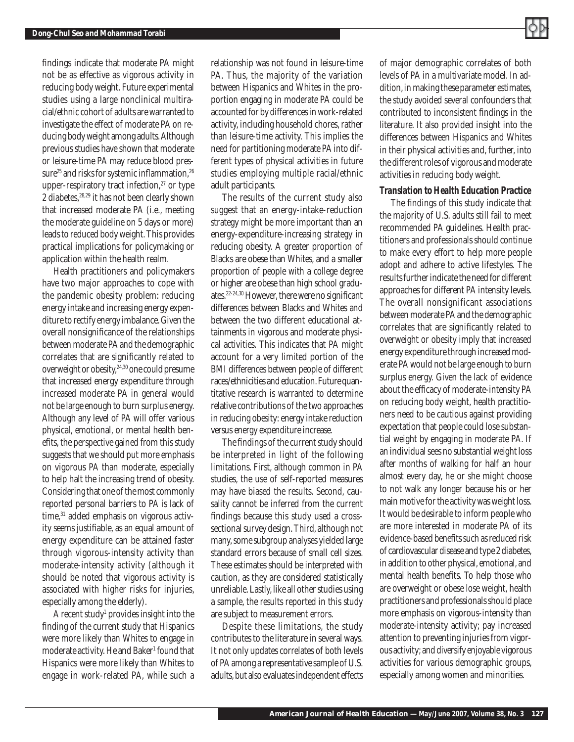findings indicate that moderate PA might not be as effective as vigorous activity in reducing body weight. Future experimental studies using a large nonclinical multiracial/ethnic cohort of adults are warranted to investigate the effect of moderate PA on reducing body weight among adults. Although previous studies have shown that moderate or leisure-time PA may reduce blood pressure[25] and risks for systemic inflammation,[26] upper-respiratory tract infection,[27] or type 2 diabetes,[28,29] it has not been clearly shown that increased moderate PA (i.e., meeting the moderate guideline on 5 days or more) leads to reduced body weight. This provides practical implications for policymaking or application within the health realm.

Health practitioners and policymakers have two major approaches to cope with the pandemic obesity problem: reducing energy intake and increasing energy expenditure to rectify energy imbalance. Given the overall nonsignificance of the relationships between moderate PA and the demographic correlates that are significantly related to overweight or obesity,[24,30] one could presume that increased energy expenditure through increased moderate PA in general would not be large enough to burn surplus energy. Although any level of PA will offer various physical, emotional, or mental health benefits, the perspective gained from this study suggests that we should put more emphasis on vigorous PA than moderate, especially to help halt the increasing trend of obesity. Considering that one of the most commonly reported personal barriers to PA is lack of time,[31] added emphasis on vigorous activity seems justifiable, as an equal amount of energy expenditure can be attained faster through vigorous-intensity activity than moderate-intensity activity (although it should be noted that vigorous activity is associated with higher risks for injuries, especially among the elderly).

A recent study[1] provides insight into the finding of the current study that Hispanics were more likely than Whites to engage in moderate activity. He and Baker[1] found that Hispanics were more likely than Whites to engage in work-related PA, while such a relationship was not found in leisure-time PA. Thus, the majority of the variation between Hispanics and Whites in the proportion engaging in moderate PA could be accounted for by differences in work-related activity, including household chores, rather than leisure-time activity. This implies the need for partitioning moderate PA into different types of physical activities in future studies employing multiple racial/ethnic adult participants.

The results of the current study also suggest that an energy-intake-reduction strategy might be more important than an energy-expenditure-increasing strategy in reducing obesity. A greater proportion of Blacks are obese than Whites, and a smaller proportion of people with a college degree or higher are obese than high school graduates.[22-24,30] However, there were no significant differences between Blacks and Whites and between the two different educational attainments in vigorous and moderate physical activities. This indicates that PA might account for a very limited portion of the BMI differences between people of different races/ethnicities and education. Future quantitative research is warranted to determine relative contributions of the two approaches in reducing obesity: energy intake reduction versus energy expenditure increase.

The findings of the current study should be interpreted in light of the following limitations. First, although common in PA studies, the use of self-reported measures may have biased the results. Second, causality cannot be inferred from the current findings because this study used a cross-sectional survey design. Third, although not many, some subgroup analyses yielded large standard errors because of small cell sizes. These estimates should be interpreted with caution, as they are considered statistically unreliable. Lastly, like all other studies using a sample, the results reported in this study are subject to measurement errors.

Despite these limitations, the study contributes to the literature in several ways. It not only updates correlates of both levels of PA among a representative sample of U.S. adults, but also evaluates independent effects of major demographic correlates of both levels of PA in a multivariate model. In addition, in making these parameter estimates, the study avoided several confounders that contributed to inconsistent findings in the literature. It also provided insight into the differences between Hispanics and Whites in their physical activities and, further, into the different roles of vigorous and moderate activities in reducing body weight.

### Translation to Health Education Practice

The findings of this study indicate that the majority of U.S. adults still fail to meet recommended PA guidelines. Health practitioners and professionals should continue to make every effort to help more people adopt and adhere to active lifestyles. The results further indicate the need for different approaches for different PA intensity levels. The overall nonsignificant associations between moderate PA and the demographic correlates that are significantly related to overweight or obesity imply that increased energy expenditure through increased moderate PA would not be large enough to burn surplus energy. Given the lack of evidence about the efficacy of moderate-intensity PA on reducing body weight, health practitioners need to be cautious against providing expectation that people could lose substantial weight by engaging in moderate PA. If an individual sees no substantial weight loss after months of walking for half an hour almost every day, he or she might choose to not walk any longer because his or her main motive for the activity was weight loss. It would be desirable to inform people who are more interested in moderate PA of its evidence-based benefits such as reduced risk of cardiovascular disease and type 2 diabetes, in addition to other physical, emotional, and mental health benefits. To help those who are overweight or obese lose weight, health practitioners and professionals should place more emphasis on vigorous-intensity than moderate-intensity activity; pay increased attention to preventing injuries from vigorous activity; and diversify enjoyable vigorous activities for various demographic groups, especially among women and minorities.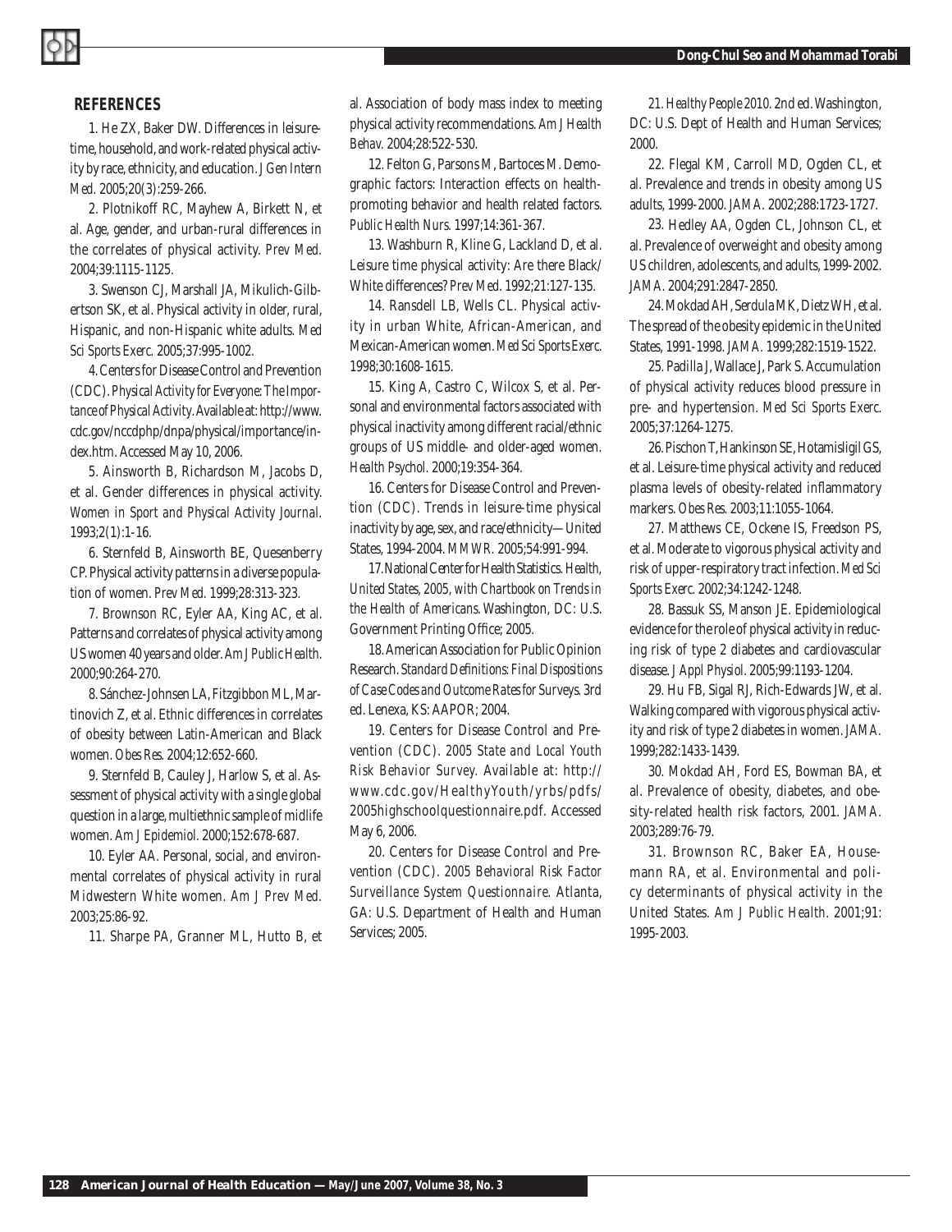## REFERENCES

1. He ZX, Baker DW. Differences in leisure-time, household, and work-related physical activity by race, ethnicity, and education. *J Gen Intern Med.* 2005;20(3):259-266.

2. Plotnikoff RC, Mayhew A, Birkett N, et al. Age, gender, and urban-rural differences in the correlates of physical activity. *Prev Med.* 2004;39:1115-1125.

3. Swenson CJ, Marshall JA, Mikulich-Gilbertson SK, et al. Physical activity in older, rural, Hispanic, and non-Hispanic white adults. *Med Sci Sports Exerc.* 2005;37:995-1002.

4. Centers for Disease Control and Prevention (CDC). *Physical Activity for Everyone: The Importance of Physical Activity.* Available at: http://www.cdc.gov/nccdphp/dnpa/physical/importance/index.htm. Accessed May 10, 2006.

5. Ainsworth B, Richardson M, Jacobs D, et al. Gender differences in physical activity. *Women in Sport and Physical Activity Journal.* 1993;2(1):1-16.

6. Sternfeld B, Ainsworth BE, Quesenberry CP. Physical activity patterns in a diverse population of women. *Prev Med.* 1999;28:313-323.

7. Brownson RC, Eyler AA, King AC, et al. Patterns and correlates of physical activity among US women 40 years and older. *Am J Public Health.* 2000;90:264-270.

8. Sánchez-Johnsen LA, Fitzgibbon ML, Martinovich Z, et al. Ethnic differences in correlates of obesity between Latin-American and Black women. *Obes Res.* 2004;12:652-660.

9. Sternfeld B, Cauley J, Harlow S, et al. Assessment of physical activity with a single global question in a large, multiethnic sample of midlife women. *Am J Epidemiol.* 2000;152:678-687.

10. Eyler AA. Personal, social, and environmental correlates of physical activity in rural Midwestern White women. *Am J Prev Med.* 2003;25:86-92.

11. Sharpe PA, Granner ML, Hutto B, et al. Association of body mass index to meeting physical activity recommendations. *Am J Health Behav.* 2004;28:522-530.

12. Felton G, Parsons M, Bartoces M. Demographic factors: Interaction effects on health-promoting behavior and health related factors. *Public Health Nurs.* 1997;14:361-367.

13. Washburn R, Kline G, Lackland D, et al. Leisure time physical activity: Are there Black/White differences? *Prev Med.* 1992;21:127-135.

14. Ransdell LB, Wells CL. Physical activity in urban White, African-American, and Mexican-American women. *Med Sci Sports Exerc.* 1998;30:1608-1615.

15. King A, Castro C, Wilcox S, et al. Personal and environmental factors associated with physical inactivity among different racial/ethnic groups of US middle- and older-aged women. *Health Psychol.* 2000;19:354-364.

16. Centers for Disease Control and Prevention (CDC). Trends in leisure-time physical inactivity by age, sex, and race/ethnicity—United States, 1994-2004. *MMWR.* 2005;54:991-994.

17. National Center for Health Statistics. *Health, United States, 2005, with Chartbook on Trends in the Health of Americans.* Washington, DC: U.S. Government Printing Office; 2005.

18. American Association for Public Opinion Research. *Standard Definitions: Final Dispositions of Case Codes and Outcome Rates for Surveys.* 3rd ed. Lenexa, KS: AAPOR; 2004.

19. Centers for Disease Control and Prevention (CDC). *2005 State and Local Youth Risk Behavior Survey.* Available at: http://www.cdc.gov/HealthyYouth/yrbs/pdfs/2005highschoolquestionnaire.pdf. Accessed May 6, 2006.

20. Centers for Disease Control and Prevention (CDC). *2005 Behavioral Risk Factor Surveillance System Questionnaire.* Atlanta, GA: U.S. Department of Health and Human Services; 2005.

21. *Healthy People 2010.* 2nd ed. Washington, DC: U.S. Dept of Health and Human Services; 2000.

22. Flegal KM, Carroll MD, Ogden CL, et al. Prevalence and trends in obesity among US adults, 1999-2000. *JAMA.* 2002;288:1723-1727.

23. Hedley AA, Ogden CL, Johnson CL, et al. Prevalence of overweight and obesity among US children, adolescents, and adults, 1999-2002. *JAMA.* 2004;291:2847-2850.

24. Mokdad AH, Serdula MK, Dietz WH, et al. The spread of the obesity epidemic in the United States, 1991-1998. *JAMA.* 1999;282:1519-1522.

25. Padilla J, Wallace J, Park S. Accumulation of physical activity reduces blood pressure in pre- and hypertension. *Med Sci Sports Exerc.* 2005;37:1264-1275.

26. Pischon T, Hankinson SE, Hotamisligil GS, et al. Leisure-time physical activity and reduced plasma levels of obesity-related inflammatory markers. *Obes Res.* 2003;11:1055-1064.

27. Matthews CE, Ockene IS, Freedson PS, et al. Moderate to vigorous physical activity and risk of upper-respiratory tract infection. *Med Sci Sports Exerc.* 2002;34:1242-1248.

28. Bassuk SS, Manson JE. Epidemiological evidence for the role of physical activity in reducing risk of type 2 diabetes and cardiovascular disease. *J Appl Physiol.* 2005;99:1193-1204.

29. Hu FB, Sigal RJ, Rich-Edwards JW, et al. Walking compared with vigorous physical activity and risk of type 2 diabetes in women. *JAMA.* 1999;282:1433-1439.

30. Mokdad AH, Ford ES, Bowman BA, et al. Prevalence of obesity, diabetes, and obesity-related health risk factors, 2001. *JAMA.* 2003;289:76-79.

31. Brownson RC, Baker EA, Housemann RA, et al. Environmental and policy determinants of physical activity in the United States. *Am J Public Health.* 2001;91: 1995-2003.